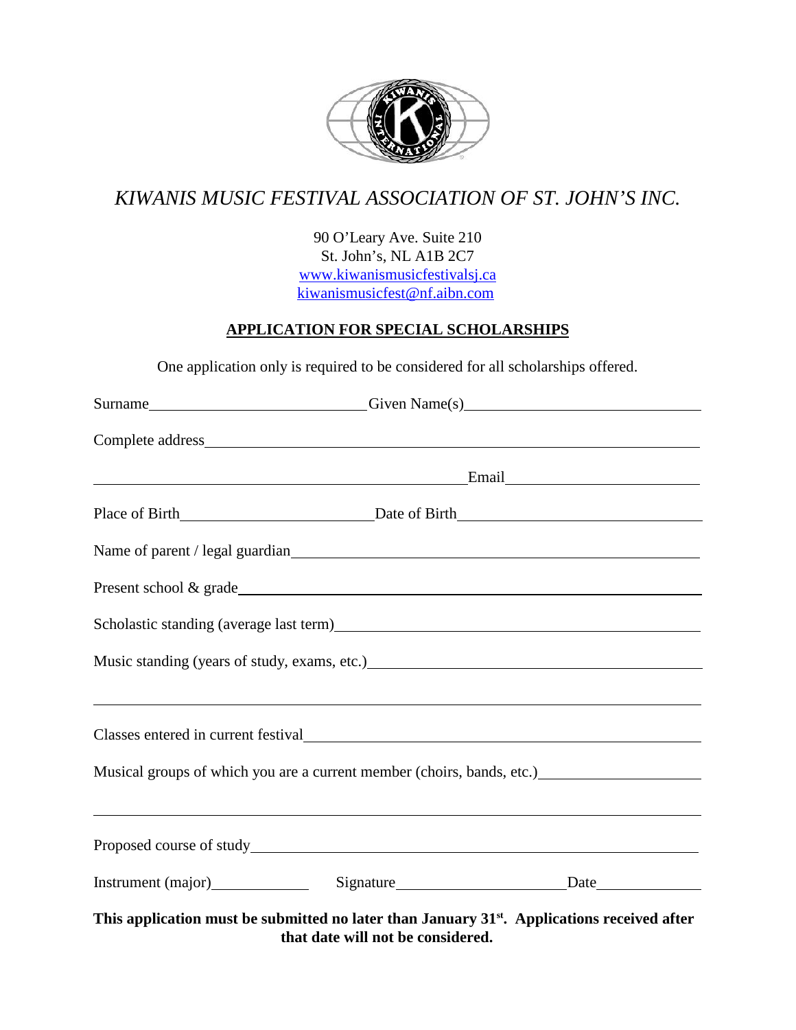# *KIWANIS MUSIC FESTIVAL ASSOCIATION OF ST. JOHN'S INC.*

90 O'Leary Ave. Suite 210
St. John's, NL A1B 2C7
www.kiwanismusicfestivalsj.ca
kiwanismusicfest@nf.aibn.com

## APPLICATION FOR SPECIAL SCHOLARSHIPS

One application only is required to be considered for all scholarships offered.

Surname\_\_\_\_\_\_\_\_\_\_\_\_\_\_\_\_\_\_\_\_\_\_\_\_\_\_\_\_ Given Name(s)\_\_\_\_\_\_\_\_\_\_\_\_\_\_\_\_\_\_\_\_\_\_\_\_\_\_\_\_

Complete address\_\_\_\_\_\_\_\_\_\_\_\_\_\_\_\_\_\_\_\_\_\_\_\_\_\_\_\_\_\_\_\_\_\_\_\_\_\_\_\_\_\_\_\_\_\_\_\_\_\_\_\_\_\_\_\_

\_\_\_\_\_\_\_\_\_\_\_\_\_\_\_\_\_\_\_\_\_\_\_\_\_\_\_\_\_\_\_\_\_\_\_\_\_\_\_\_\_\_\_\_ Email\_\_\_\_\_\_\_\_\_\_\_\_\_\_\_\_\_\_\_\_\_\_\_\_

Place of Birth\_\_\_\_\_\_\_\_\_\_\_\_\_\_\_\_\_\_\_\_\_\_\_\_ Date of Birth\_\_\_\_\_\_\_\_\_\_\_\_\_\_\_\_\_\_\_\_\_\_\_\_\_\_\_\_

Name of parent / legal guardian\_\_\_\_\_\_\_\_\_\_\_\_\_\_\_\_\_\_\_\_\_\_\_\_\_\_\_\_\_\_\_\_\_\_\_\_\_\_\_\_\_\_\_\_\_\_\_\_\_

Present school & grade\_\_\_\_\_\_\_\_\_\_\_\_\_\_\_\_\_\_\_\_\_\_\_\_\_\_\_\_\_\_\_\_\_\_\_\_\_\_\_\_\_\_\_\_\_\_\_\_\_\_\_\_\_\_\_\_

Scholastic standing (average last term)\_\_\_\_\_\_\_\_\_\_\_\_\_\_\_\_\_\_\_\_\_\_\_\_\_\_\_\_\_\_\_\_\_\_\_\_\_\_\_\_\_\_

Music standing (years of study, exams, etc.)\_\_\_\_\_\_\_\_\_\_\_\_\_\_\_\_\_\_\_\_\_\_\_\_\_\_\_\_\_\_\_\_\_\_\_\_\_\_

\_\_\_\_\_\_\_\_\_\_\_\_\_\_\_\_\_\_\_\_\_\_\_\_\_\_\_\_\_\_\_\_\_\_\_\_\_\_\_\_\_\_\_\_\_\_\_\_\_\_\_\_\_\_\_\_\_\_\_\_\_\_\_\_\_\_\_\_\_\_\_\_\_\_

Classes entered in current festival\_\_\_\_\_\_\_\_\_\_\_\_\_\_\_\_\_\_\_\_\_\_\_\_\_\_\_\_\_\_\_\_\_\_\_\_\_\_\_\_\_\_\_\_\_\_\_

Musical groups of which you are a current member (choirs, bands, etc.)\_\_\_\_\_\_\_\_\_\_\_\_\_\_\_\_\_\_\_\_

\_\_\_\_\_\_\_\_\_\_\_\_\_\_\_\_\_\_\_\_\_\_\_\_\_\_\_\_\_\_\_\_\_\_\_\_\_\_\_\_\_\_\_\_\_\_\_\_\_\_\_\_\_\_\_\_\_\_\_\_\_\_\_\_\_\_\_\_\_\_\_\_\_\_

Proposed course of study\_\_\_\_\_\_\_\_\_\_\_\_\_\_\_\_\_\_\_\_\_\_\_\_\_\_\_\_\_\_\_\_\_\_\_\_\_\_\_\_\_\_\_\_\_\_\_\_\_\_\_\_\_\_

Instrument (major)\_\_\_\_\_\_\_\_\_\_\_\_ Signature\_\_\_\_\_\_\_\_\_\_\_\_\_\_\_\_\_\_\_\_\_\_\_ Date\_\_\_\_\_\_\_\_\_\_\_\_\_

**This application must be submitted no later than January 31st. Applications received after that date will not be considered.**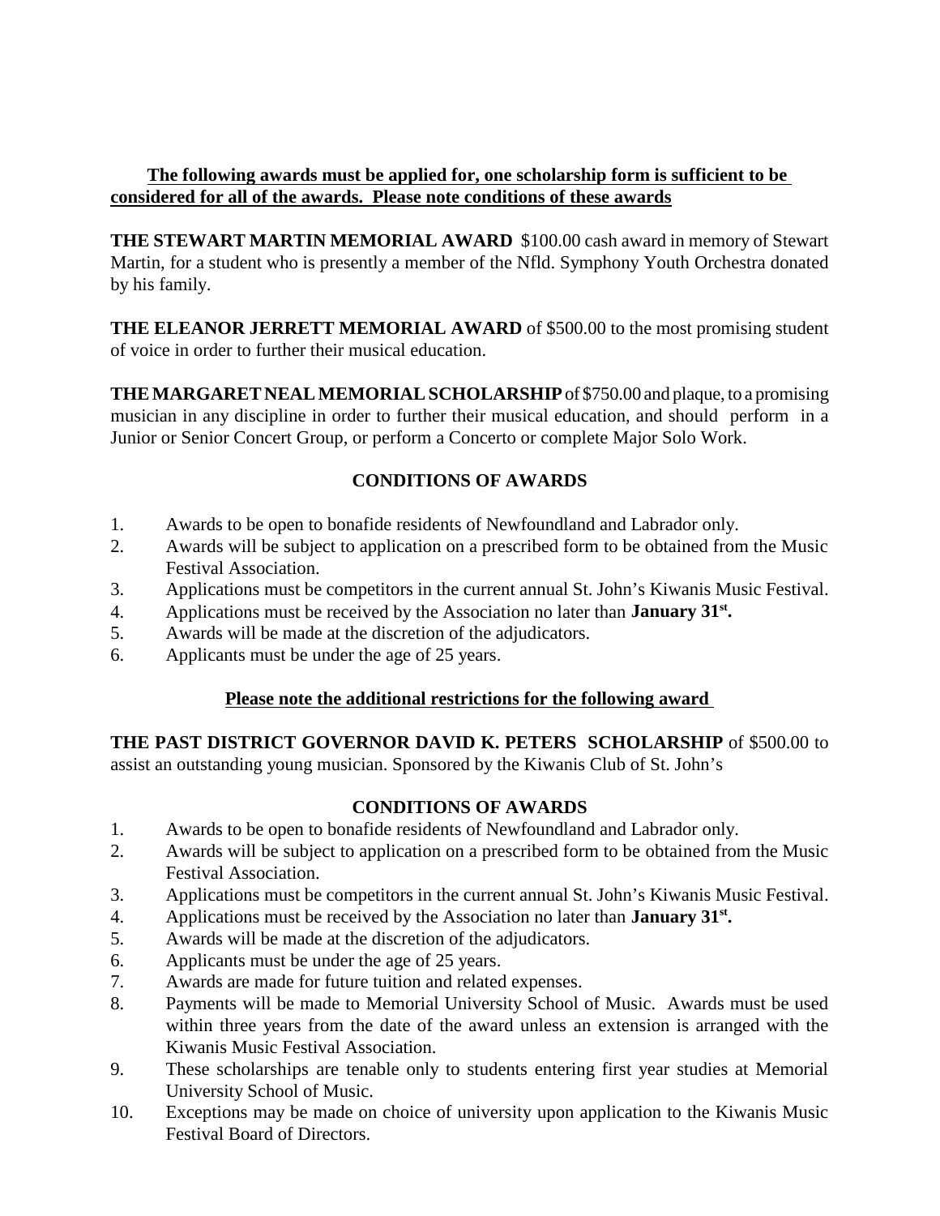**The following awards must be applied for, one scholarship form is sufficient to be considered for all of the awards. Please note conditions of these awards**

**THE STEWART MARTIN MEMORIAL AWARD** $100.00 cash award in memory of Stewart Martin, for a student who is presently a member of the Nfld. Symphony Youth Orchestra donated by his family.

**THE ELEANOR JERRETT MEMORIAL AWARD** of $500.00 to the most promising student of voice in order to further their musical education.

**THE MARGARET NEAL MEMORIAL SCHOLARSHIP** of $750.00 and plaque, to a promising musician in any discipline in order to further their musical education, and should perform in a Junior or Senior Concert Group, or perform a Concerto or complete Major Solo Work.

## CONDITIONS OF AWARDS

1. Awards to be open to bonafide residents of Newfoundland and Labrador only.
2. Awards will be subject to application on a prescribed form to be obtained from the Music Festival Association.
3. Applications must be competitors in the current annual St. John's Kiwanis Music Festival.
4. Applications must be received by the Association no later than **January 31st.**
5. Awards will be made at the discretion of the adjudicators.
6. Applicants must be under the age of 25 years.

**Please note the additional restrictions for the following award**

**THE PAST DISTRICT GOVERNOR DAVID K. PETERS SCHOLARSHIP** of $500.00 to assist an outstanding young musician. Sponsored by the Kiwanis Club of St. John's

## CONDITIONS OF AWARDS

1. Awards to be open to bonafide residents of Newfoundland and Labrador only.
2. Awards will be subject to application on a prescribed form to be obtained from the Music Festival Association.
3. Applications must be competitors in the current annual St. John's Kiwanis Music Festival.
4. Applications must be received by the Association no later than **January 31st.**
5. Awards will be made at the discretion of the adjudicators.
6. Applicants must be under the age of 25 years.
7. Awards are made for future tuition and related expenses.
8. Payments will be made to Memorial University School of Music. Awards must be used within three years from the date of the award unless an extension is arranged with the Kiwanis Music Festival Association.
9. These scholarships are tenable only to students entering first year studies at Memorial University School of Music.
10. Exceptions may be made on choice of university upon application to the Kiwanis Music Festival Board of Directors.